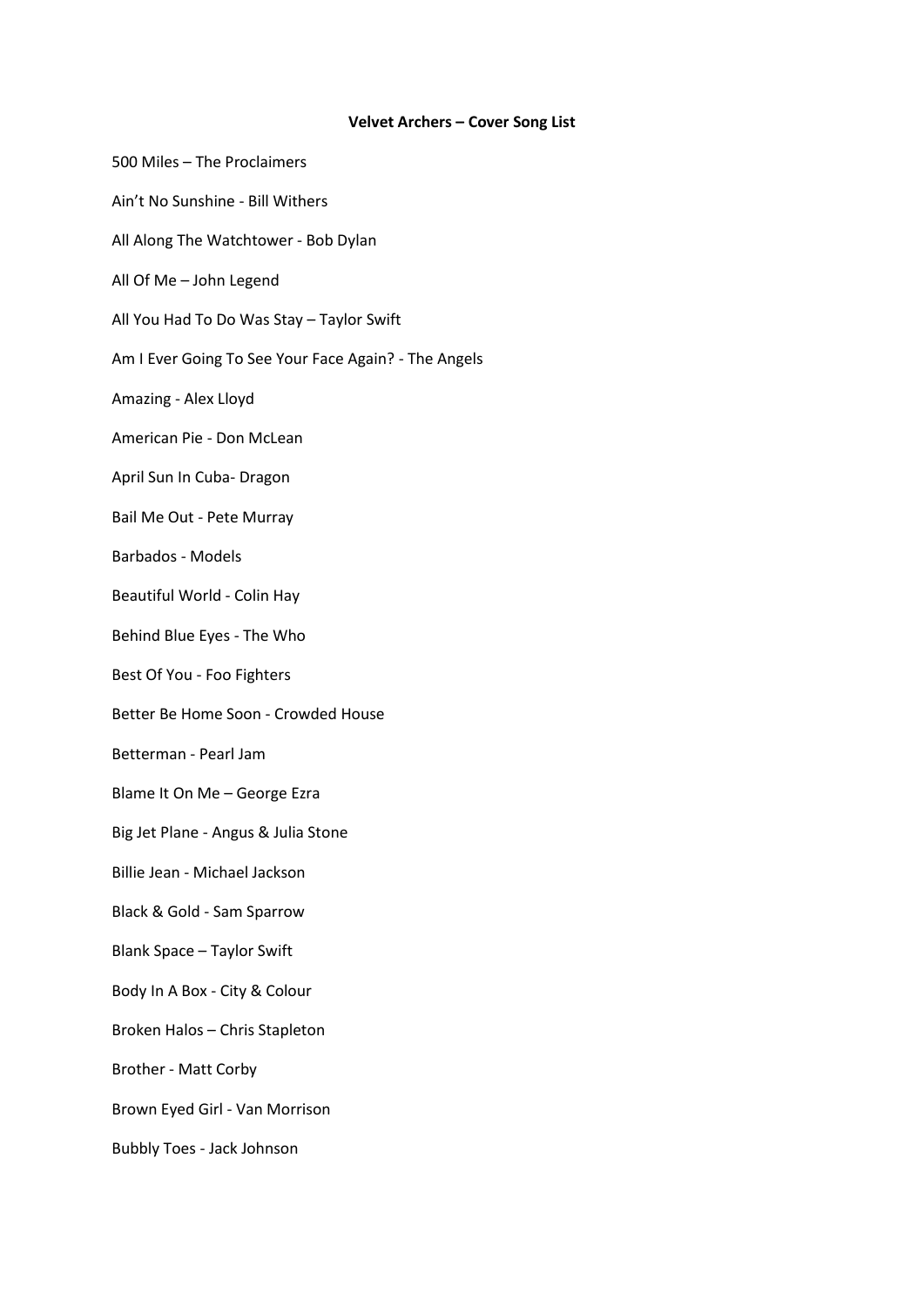**Velvet Archers – Cover Song List**

500 Miles – The Proclaimers

Ain't No Sunshine - Bill Withers

All Along The Watchtower - Bob Dylan

All Of Me – John Legend

All You Had To Do Was Stay – Taylor Swift

Am I Ever Going To See Your Face Again? - The Angels

Amazing - Alex Lloyd

American Pie - Don McLean

April Sun In Cuba- Dragon

Bail Me Out - Pete Murray

Barbados - Models

Beautiful World - Colin Hay

Behind Blue Eyes - The Who

Best Of You - Foo Fighters

Better Be Home Soon - Crowded House

Betterman - Pearl Jam

Blame It On Me – George Ezra

Big Jet Plane - Angus & Julia Stone

Billie Jean - Michael Jackson

Black & Gold - Sam Sparrow

Blank Space – Taylor Swift

Body In A Box - City & Colour

Broken Halos – Chris Stapleton

Brother - Matt Corby

Brown Eyed Girl - Van Morrison

Bubbly Toes - Jack Johnson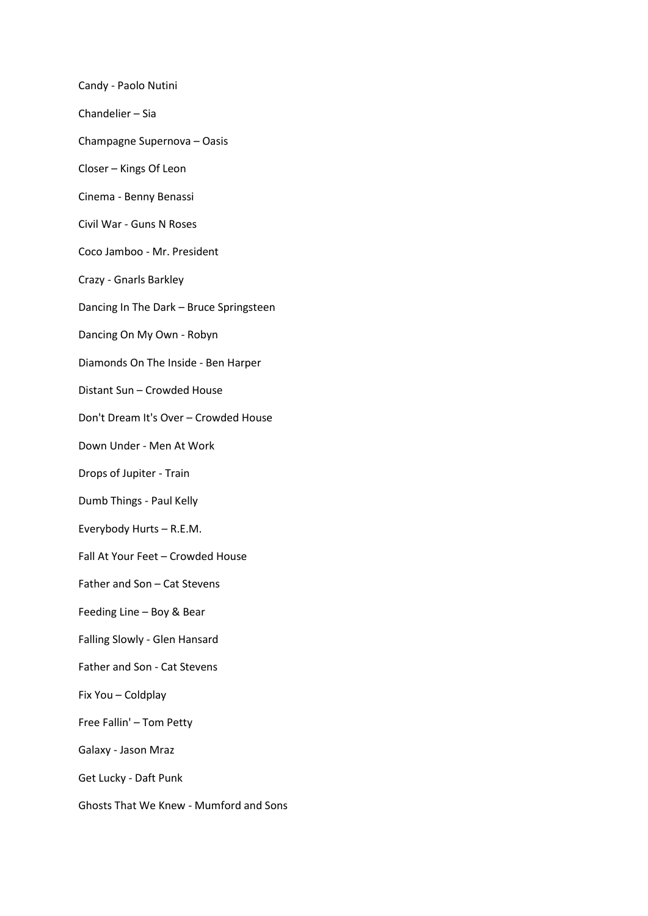Candy - Paolo Nutini

Chandelier – Sia

Champagne Supernova – Oasis

Closer – Kings Of Leon

Cinema - Benny Benassi

Civil War - Guns N Roses

Coco Jamboo - Mr. President

Crazy - Gnarls Barkley

Dancing In The Dark – Bruce Springsteen

Dancing On My Own - Robyn

Diamonds On The Inside - Ben Harper

Distant Sun – Crowded House

Don't Dream It's Over – Crowded House

Down Under - Men At Work

Drops of Jupiter - Train

Dumb Things - Paul Kelly

Everybody Hurts – R.E.M.

Fall At Your Feet – Crowded House

Father and Son – Cat Stevens

Feeding Line – Boy & Bear

Falling Slowly - Glen Hansard

Father and Son - Cat Stevens

Fix You – Coldplay

Free Fallin' – Tom Petty

Galaxy - Jason Mraz

Get Lucky - Daft Punk

Ghosts That We Knew - Mumford and Sons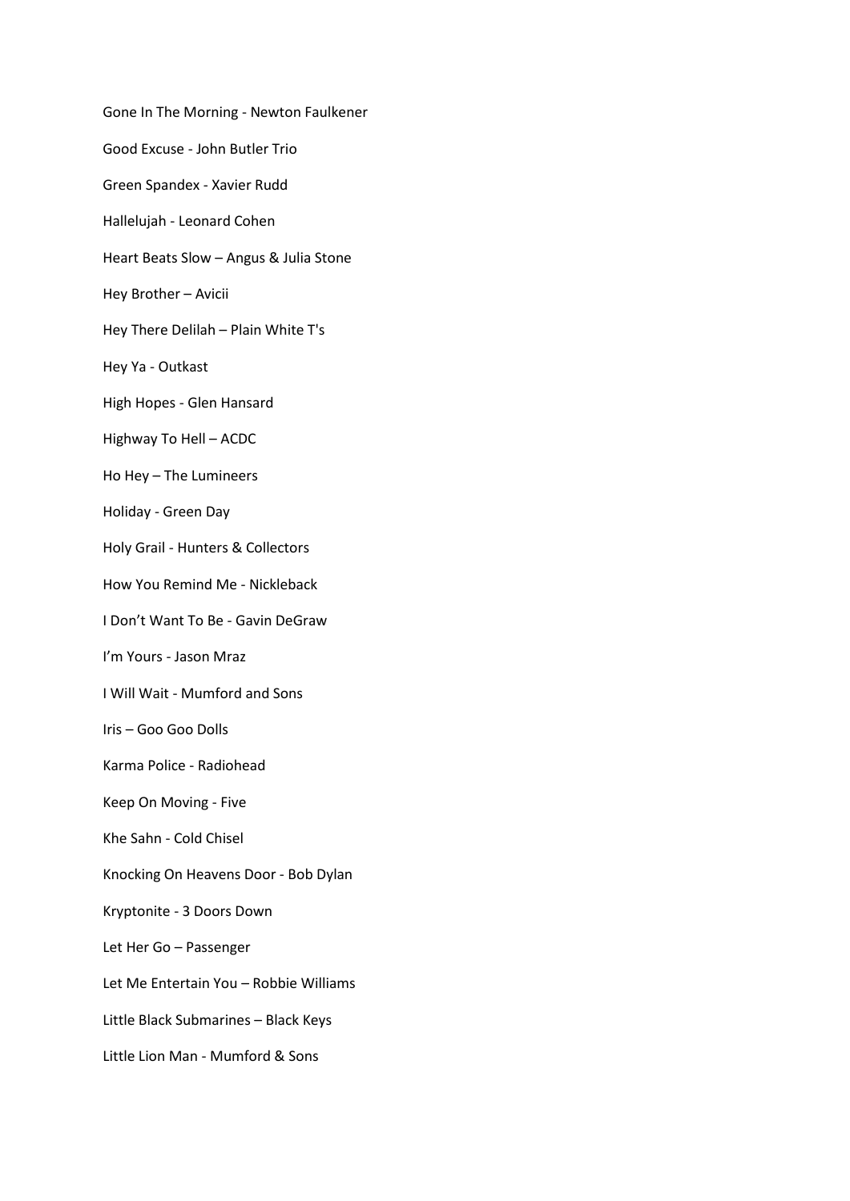Gone In The Morning - Newton Faulkener

Good Excuse - John Butler Trio

Green Spandex - Xavier Rudd

Hallelujah - Leonard Cohen

Heart Beats Slow – Angus & Julia Stone

Hey Brother – Avicii

Hey There Delilah – Plain White T's

Hey Ya - Outkast

High Hopes - Glen Hansard

Highway To Hell – ACDC

Ho Hey – The Lumineers

Holiday - Green Day

Holy Grail - Hunters & Collectors

How You Remind Me - Nickleback

I Don't Want To Be - Gavin DeGraw

I'm Yours - Jason Mraz

I Will Wait - Mumford and Sons

Iris – Goo Goo Dolls

Karma Police - Radiohead

Keep On Moving - Five

Khe Sahn - Cold Chisel

Knocking On Heavens Door - Bob Dylan

Kryptonite - 3 Doors Down

Let Her Go – Passenger

Let Me Entertain You – Robbie Williams

Little Black Submarines – Black Keys

Little Lion Man - Mumford & Sons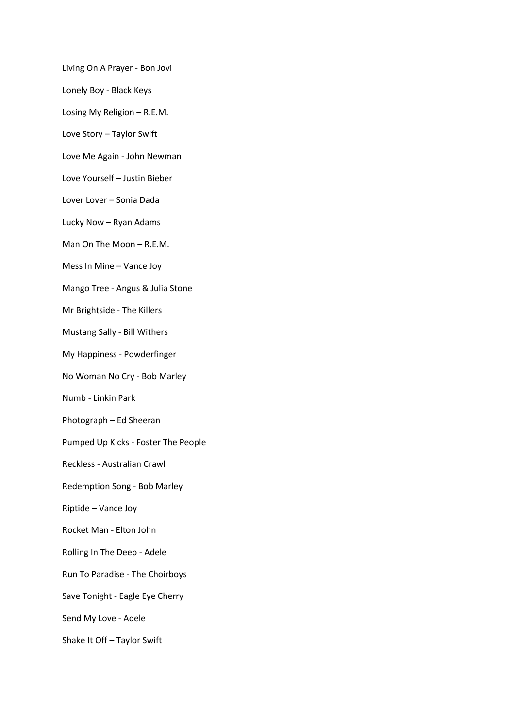Living On A Prayer - Bon Jovi

Lonely Boy - Black Keys

Losing My Religion – R.E.M.

Love Story – Taylor Swift

Love Me Again - John Newman

Love Yourself – Justin Bieber

Lover Lover – Sonia Dada

Lucky Now – Ryan Adams

Man On The Moon – R.E.M.

Mess In Mine – Vance Joy

Mango Tree - Angus & Julia Stone

Mr Brightside - The Killers

Mustang Sally - Bill Withers

My Happiness - Powderfinger

No Woman No Cry - Bob Marley

Numb - Linkin Park

Photograph – Ed Sheeran

Pumped Up Kicks - Foster The People

Reckless - Australian Crawl

Redemption Song - Bob Marley

Riptide – Vance Joy

Rocket Man - Elton John

Rolling In The Deep - Adele

Run To Paradise - The Choirboys

Save Tonight - Eagle Eye Cherry

Send My Love - Adele

Shake It Off – Taylor Swift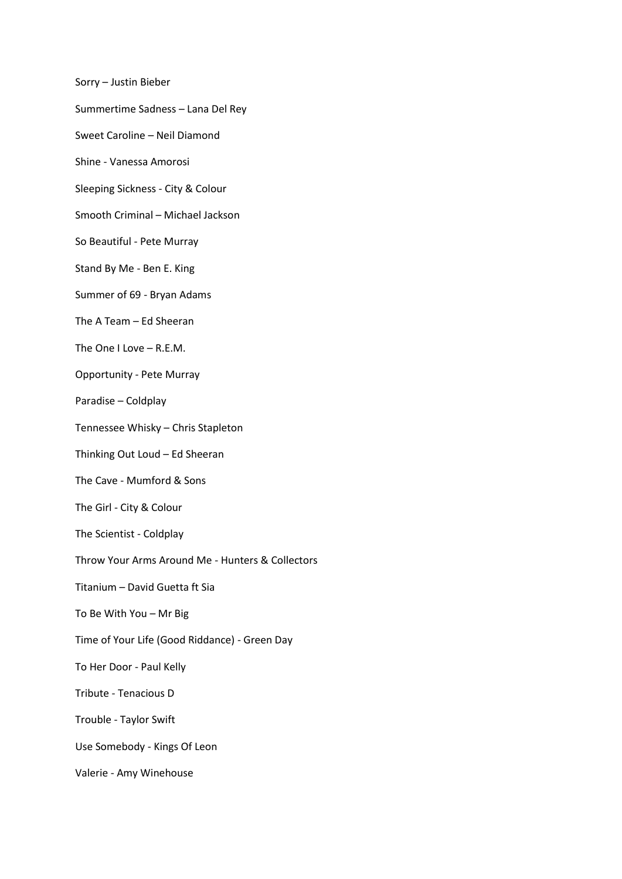Sorry – Justin Bieber

Summertime Sadness – Lana Del Rey

Sweet Caroline – Neil Diamond

Shine - Vanessa Amorosi

Sleeping Sickness - City & Colour

Smooth Criminal – Michael Jackson

So Beautiful - Pete Murray

Stand By Me - Ben E. King

Summer of 69 - Bryan Adams

The A Team – Ed Sheeran

The One I Love – R.E.M.

Opportunity - Pete Murray

Paradise – Coldplay

Tennessee Whisky – Chris Stapleton

Thinking Out Loud – Ed Sheeran

The Cave - Mumford & Sons

The Girl - City & Colour

The Scientist - Coldplay

Throw Your Arms Around Me - Hunters & Collectors

Titanium – David Guetta ft Sia

To Be With You – Mr Big

Time of Your Life (Good Riddance) - Green Day

To Her Door - Paul Kelly

Tribute - Tenacious D

Trouble - Taylor Swift

Use Somebody - Kings Of Leon

Valerie - Amy Winehouse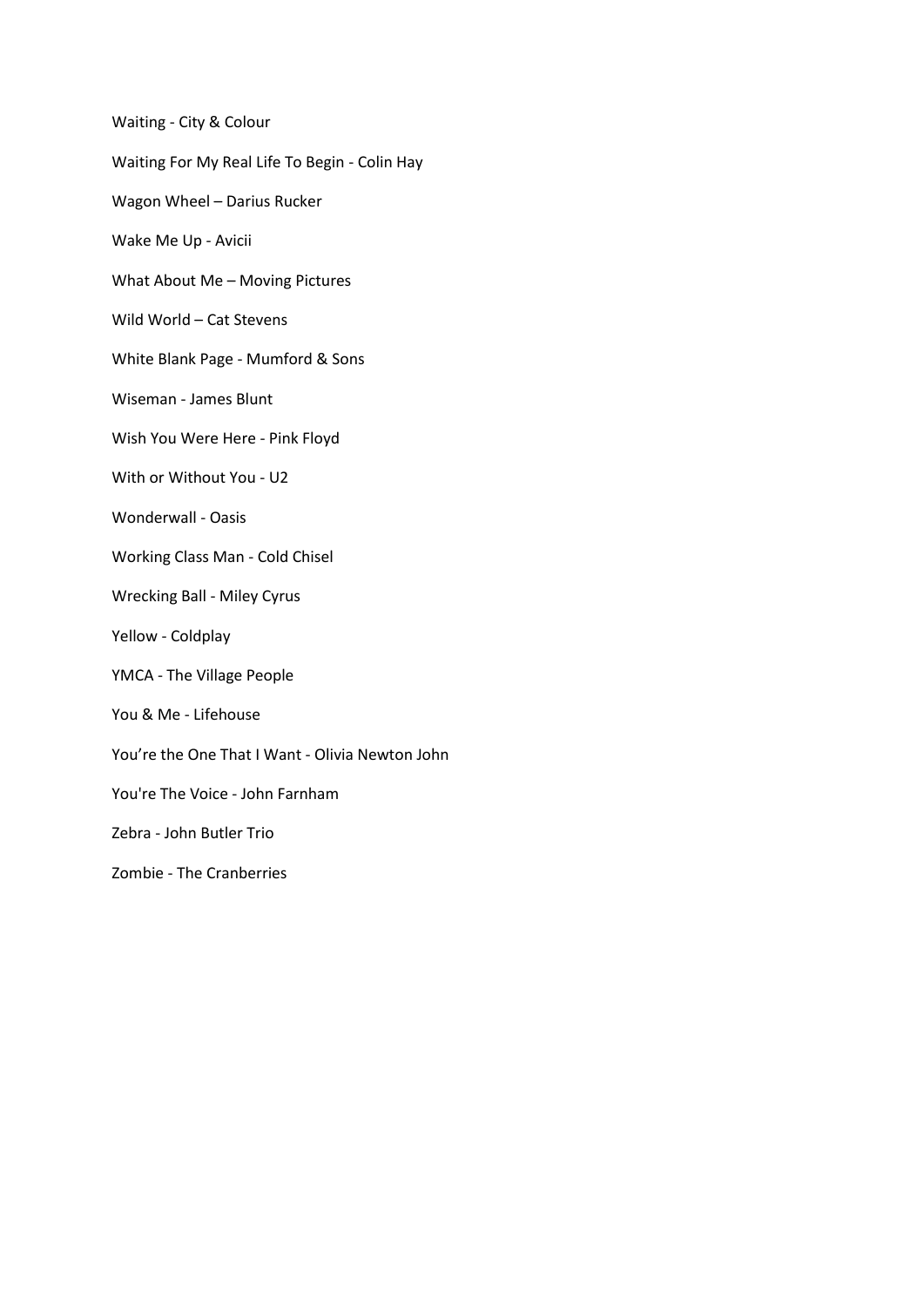Waiting - City & Colour

Waiting For My Real Life To Begin - Colin Hay

Wagon Wheel – Darius Rucker

Wake Me Up - Avicii

What About Me – Moving Pictures

Wild World – Cat Stevens

White Blank Page - Mumford & Sons

Wiseman - James Blunt

Wish You Were Here - Pink Floyd

With or Without You - U2

Wonderwall - Oasis

Working Class Man - Cold Chisel

Wrecking Ball - Miley Cyrus

Yellow - Coldplay

YMCA - The Village People

You & Me - Lifehouse

You’re the One That I Want - Olivia Newton John

You're The Voice - John Farnham

Zebra - John Butler Trio

Zombie - The Cranberries